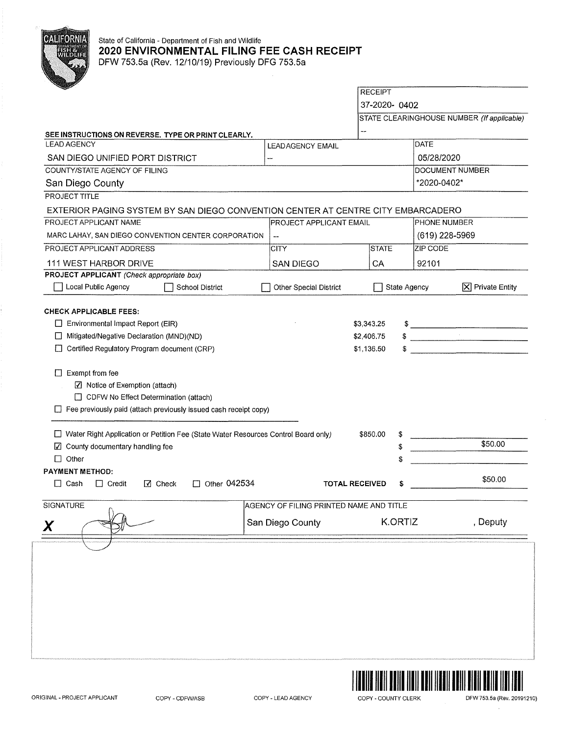State of California - Department of Fish and Wildlife

# 2020 ENVIRONMENTAL FILING FEE CASH RECEIPT

DFW 753.5a (Rev. 12/10/19) Previously DFG 753.5a

| RECEIPT |
|---|
| 37-2020- 0402 |
| STATE CLEARINGHOUSE NUMBER *(If applicable)* |
| -- |

**SEE INSTRUCTIONS ON REVERSE. TYPE OR PRINT CLEARLY.**

| LEAD AGENCY | LEAD AGENCY EMAIL | | DATE |
|---|---|---|---|
| SAN DIEGO UNIFIED PORT DISTRICT | -- | | 05/28/2020 |
| COUNTY/STATE AGENCY OF FILING | | | DOCUMENT NUMBER |
| San Diego County | | | *2020-0402* |
| PROJECT TITLE | | | |
| EXTERIOR PAGING SYSTEM BY SAN DIEGO CONVENTION CENTER AT CENTRE CITY EMBARCADERO | | | |
| PROJECT APPLICANT NAME | PROJECT APPLICANT EMAIL | | PHONE NUMBER |
| MARC LAHAY, SAN DIEGO CONVENTION CENTER CORPORATION | -- | | (619) 228-5969 |
| PROJECT APPLICANT ADDRESS | CITY | STATE | ZIP CODE |
| 111 WEST HARBOR DRIVE | SAN DIEGO | CA | 92101 |

**PROJECT APPLICANT** *(Check appropriate box)*

☐ Local Public Agency ☐ School District ☐ Other Special District ☐ State Agency ☒ Private Entity

**CHECK APPLICABLE FEES:**

| | | |
|---|---|---|
| ☐ Environmental Impact Report (EIR) | $3,343.25 | $ |
| ☐ Mitigated/Negative Declaration (MND)(ND) | $2,406.75 | $ |
| ☐ Certified Regulatory Program document (CRP) | $1,136.50 | $ |

☐ Exempt from fee
- ☑ Notice of Exemption (attach)
- ☐ CDFW No Effect Determination (attach)

☐ Fee previously paid (attach previously issued cash receipt copy)

| | | |
|---|---|---|
| ☐ Water Right Application or Petition Fee (State Water Resources Control Board only) | $850.00 | $ |
| ☑ County documentary handling fee | | $ $50.00 |
| ☐ Other | | $ |

**PAYMENT METHOD:**

☐ Cash ☐ Credit ☑ Check ☐ Other 042534 **TOTAL RECEIVED** $ $50.00

| SIGNATURE | AGENCY OF FILING PRINTED NAME AND TITLE |
|---|---|
| **X** | San Diego County K.ORTIZ , Deputy |

ORIGINAL - PROJECT APPLICANT COPY - CDFW/ASB COPY - LEAD AGENCY COPY - COUNTY CLERK DFW 753.5a (Rev. 20191210)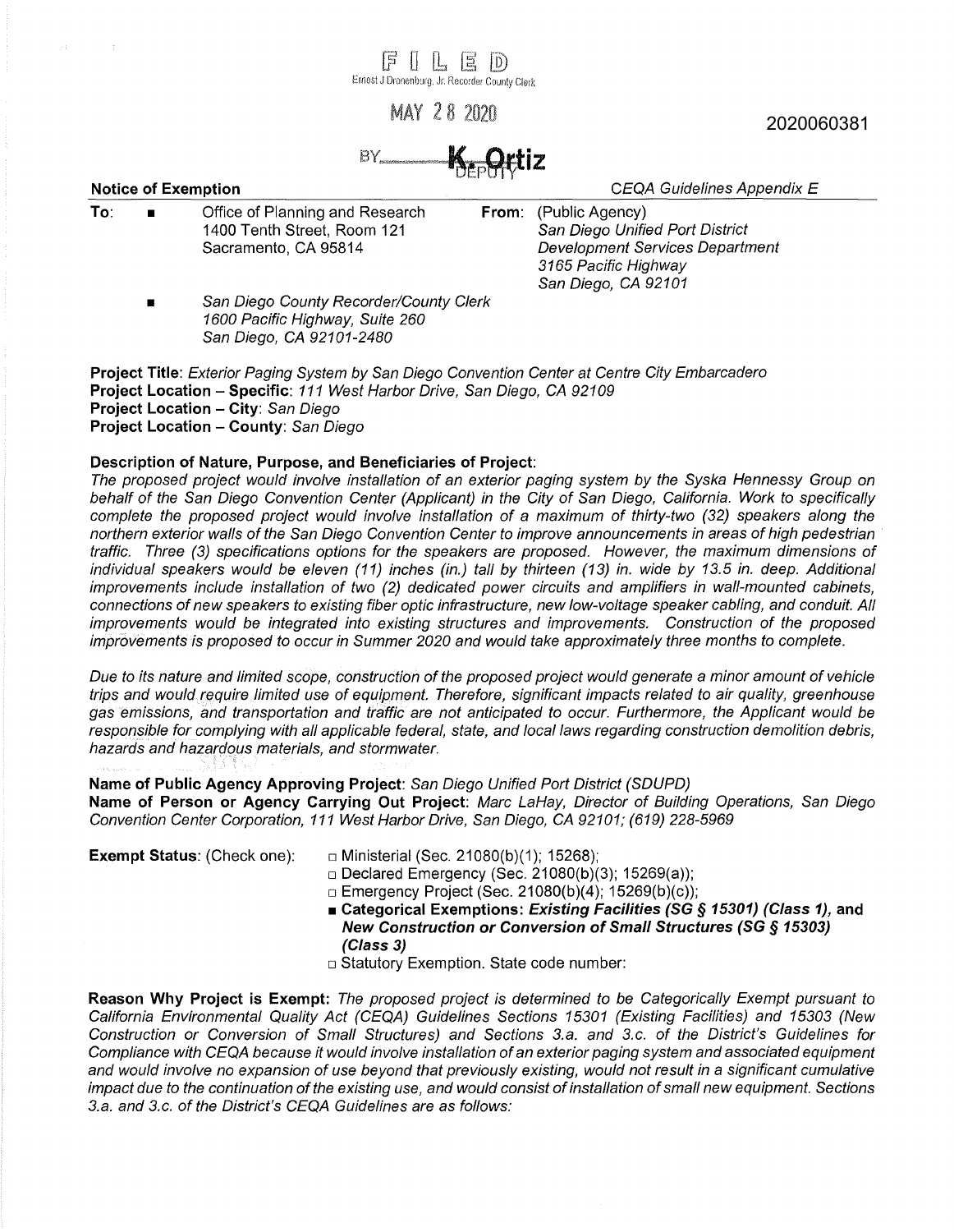FILED

Ernest J Dronenburg, Jr. Recorder County Clerk

MAY 28 2020

2020060381

BY K. Ortiz DEPUTY

**Notice of Exemption** *CEQA Guidelines Appendix E*

**To:** ■ Office of Planning and Research
1400 Tenth Street, Room 121
Sacramento, CA 95814

■ *San Diego County Recorder/County Clerk*
*1600 Pacific Highway, Suite 260*
*San Diego, CA 92101-2480*

**From:** (Public Agency)
*San Diego Unified Port District*
*Development Services Department*
*3165 Pacific Highway*
*San Diego, CA 92101*

**Project Title**: *Exterior Paging System by San Diego Convention Center at Centre City Embarcadero*
**Project Location – Specific:** *111 West Harbor Drive, San Diego, CA 92109*
**Project Location – City**: *San Diego*
**Project Location – County**: *San Diego*

**Description of Nature, Purpose, and Beneficiaries of Project**:

*The proposed project would involve installation of an exterior paging system by the Syska Hennessy Group on behalf of the San Diego Convention Center (Applicant) in the City of San Diego, California. Work to specifically complete the proposed project would involve installation of a maximum of thirty-two (32) speakers along the northern exterior walls of the San Diego Convention Center to improve announcements in areas of high pedestrian traffic. Three (3) specifications options for the speakers are proposed. However, the maximum dimensions of individual speakers would be eleven (11) inches (in.) tall by thirteen (13) in. wide by 13.5 in. deep. Additional improvements include installation of two (2) dedicated power circuits and amplifiers in wall-mounted cabinets, connections of new speakers to existing fiber optic infrastructure, new low-voltage speaker cabling, and conduit. All improvements would be integrated into existing structures and improvements. Construction of the proposed improvements is proposed to occur in Summer 2020 and would take approximately three months to complete.*

*Due to its nature and limited scope, construction of the proposed project would generate a minor amount of vehicle trips and would require limited use of equipment. Therefore, significant impacts related to air quality, greenhouse gas emissions, and transportation and traffic are not anticipated to occur. Furthermore, the Applicant would be responsible for complying with all applicable federal, state, and local laws regarding construction demolition debris, hazards and hazardous materials, and stormwater.*

**Name of Public Agency Approving Project**: *San Diego Unified Port District (SDUPD)*
**Name of Person or Agency Carrying Out Project**: *Marc LaHay, Director of Building Operations, San Diego Convention Center Corporation, 111 West Harbor Drive, San Diego, CA 92101; (619) 228-5969*

**Exempt Status**: (Check one):

- □ Ministerial (Sec. 21080(b)(1); 15268);
- □ Declared Emergency (Sec. 21080(b)(3); 15269(a));
- □ Emergency Project (Sec. 21080(b)(4); 15269(b)(c));
- ■ **Categorical Exemptions: *Existing Facilities (SG § 15301) (Class 1),* and *New Construction or Conversion of Small Structures (SG § 15303) (Class 3)***
- □ Statutory Exemption. State code number:

**Reason Why Project is Exempt:** *The proposed project is determined to be Categorically Exempt pursuant to California Environmental Quality Act (CEQA) Guidelines Sections 15301 (Existing Facilities) and 15303 (New Construction or Conversion of Small Structures) and Sections 3.a. and 3.c. of the District's Guidelines for Compliance with CEQA because it would involve installation of an exterior paging system and associated equipment and would involve no expansion of use beyond that previously existing, would not result in a significant cumulative impact due to the continuation of the existing use, and would consist of installation of small new equipment. Sections 3.a. and 3.c. of the District's CEQA Guidelines are as follows:*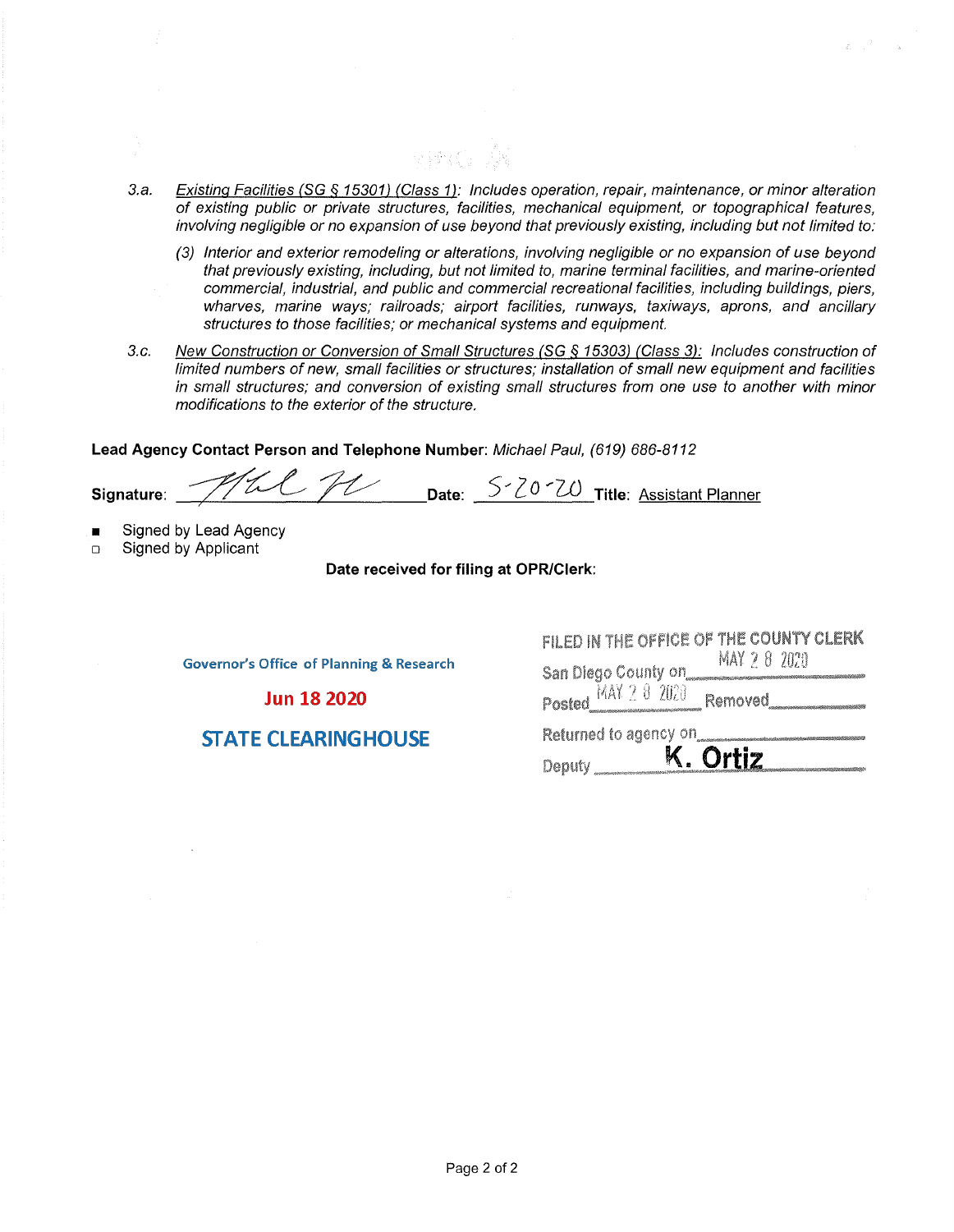3.a. *Existing Facilities (SG § 15301) (Class 1): Includes operation, repair, maintenance, or minor alteration of existing public or private structures, facilities, mechanical equipment, or topographical features, involving negligible or no expansion of use beyond that previously existing, including but not limited to:*

   *(3) Interior and exterior remodeling or alterations, involving negligible or no expansion of use beyond that previously existing, including, but not limited to, marine terminal facilities, and marine-oriented commercial, industrial, and public and commercial recreational facilities, including buildings, piers, wharves, marine ways; railroads; airport facilities, runways, taxiways, aprons, and ancillary structures to those facilities; or mechanical systems and equipment.*

3.c. *New Construction or Conversion of Small Structures (SG § 15303) (Class 3): Includes construction of limited numbers of new, small facilities or structures; installation of small new equipment and facilities in small structures; and conversion of existing small structures from one use to another with minor modifications to the exterior of the structure.*

**Lead Agency Contact Person and Telephone Number**: *Michael Paul, (619) 686-8112*

**Signature**: ____________________ **Date**: 5-20-20 **Title**: Assistant Planner

- ■ Signed by Lead Agency
- □ Signed by Applicant

**Date received for filing at OPR/Clerk**:

Governor's Office of Planning & Research

**Jun 18 2020**

**STATE CLEARINGHOUSE**

FILED IN THE OFFICE OF THE COUNTY CLERK
San Diego County on MAY 28 2020
Posted MAY 28 2020 Removed ____________
Returned to agency on ____________
Deputy **K. Ortiz**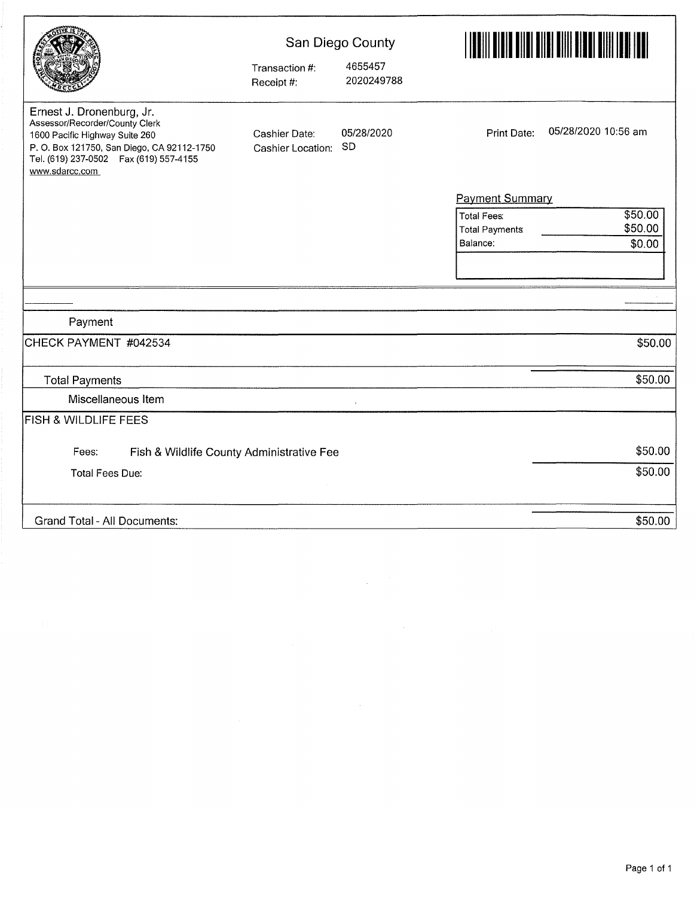San Diego County

Transaction #: 4655457
Receipt #: 2020249788

Ernest J. Dronenburg, Jr.
Assessor/Recorder/County Clerk
1600 Pacific Highway Suite 260
P. O. Box 121750, San Diego, CA 92112-1750
Tel. (619) 237-0502 Fax (619) 557-4155
www.sdarcc.com

Cashier Date: 05/28/2020
Cashier Location: SD

Print Date: 05/28/2020 10:56 am

**Payment Summary**

| | |
|---|---|
| Total Fees: | $50.00 |
| Total Payments | $50.00 |
| Balance: | $0.00 |

| | |
|---|---|
| **Payment** | |
| CHECK PAYMENT #042534 | $50.00 |
| Total Payments | $50.00 |
| **Miscellaneous Item** | |
| FISH & WILDLIFE FEES | |
| Fees: Fish & Wildlife County Administrative Fee | $50.00 |
| Total Fees Due: | $50.00 |
| Grand Total - All Documents: | $50.00 |